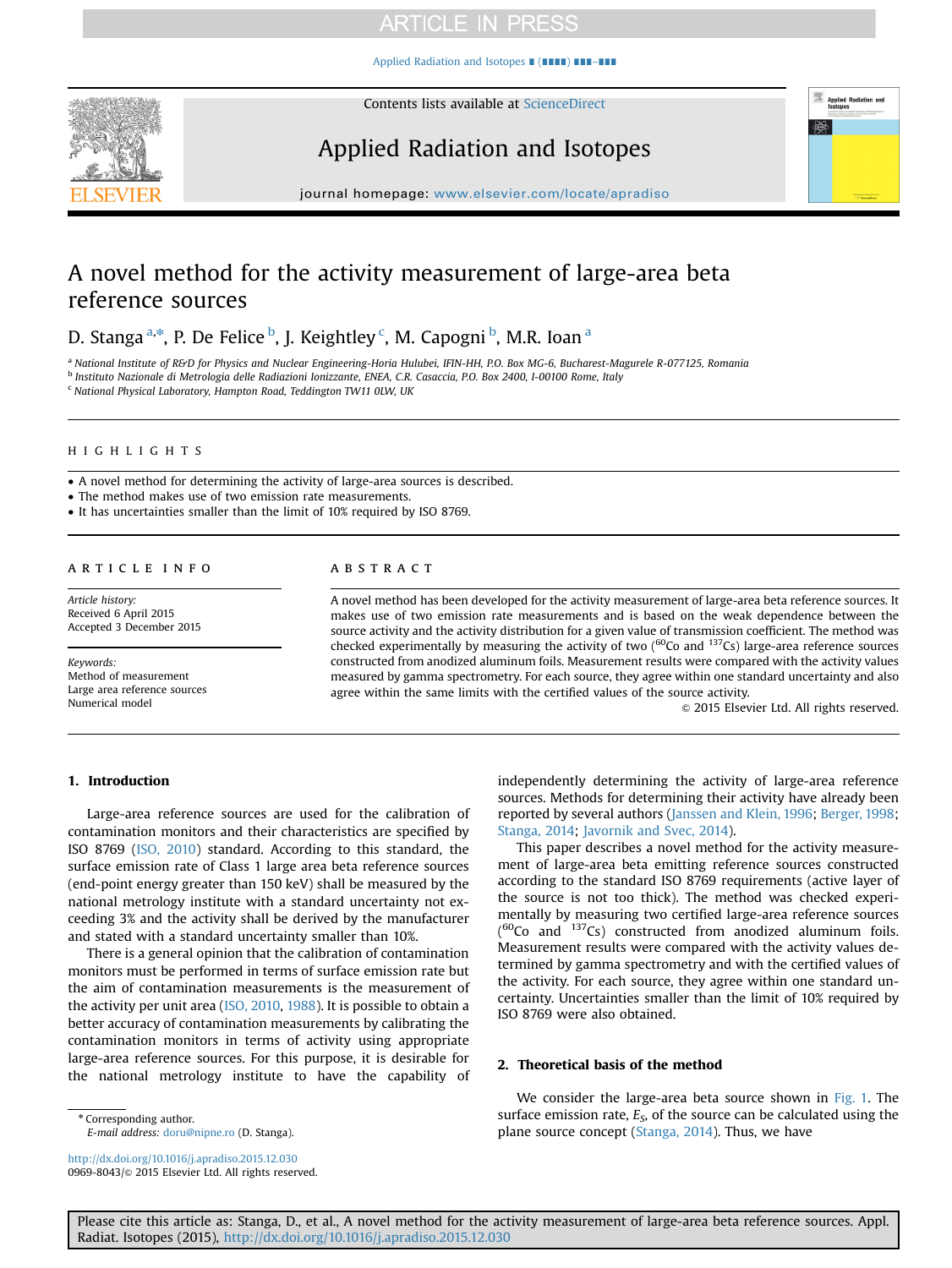# A novel method for the activity measurement of large-area beta reference sources

D. Stanga [a,*], P. De Felice [b], J. Keightley [c], M. Capogni [b], M.R. Ioan [a]

[a] National Institute of R&D for Physics and Nuclear Engineering-Horia Hulubei, IFIN-HH, P.O. Box MG-6, Bucharest-Magurele R-077125, Romania
[b] Instituto Nazionale di Metrologia delle Radiazioni Ionizzante, ENEA, C.R. Casaccia, P.O. Box 2400, I-00100 Rome, Italy
[c] National Physical Laboratory, Hampton Road, Teddington TW11 0LW, UK

## HIGHLIGHTS

- A novel method for determining the activity of large-area sources is described.
- The method makes use of two emission rate measurements.
- It has uncertainties smaller than the limit of 10% required by ISO 8769.

## ARTICLE INFO

*Article history:*
Received 6 April 2015
Accepted 3 December 2015

*Keywords:*
Method of measurement
Large area reference sources
Numerical model

## ABSTRACT

A novel method has been developed for the activity measurement of large-area beta reference sources. It makes use of two emission rate measurements and is based on the weak dependence between the source activity and the activity distribution for a given value of transmission coefficient. The method was checked experimentally by measuring the activity of two ($^{60}$Co and $^{137}$Cs) large-area reference sources constructed from anodized aluminum foils. Measurement results were compared with the activity values measured by gamma spectrometry. For each source, they agree within one standard uncertainty and also agree within the same limits with the certified values of the source activity.

© 2015 Elsevier Ltd. All rights reserved.

## 1. Introduction

Large-area reference sources are used for the calibration of contamination monitors and their characteristics are specified by ISO 8769 (ISO, 2010) standard. According to this standard, the surface emission rate of Class 1 large area beta reference sources (end-point energy greater than 150 keV) shall be measured by the national metrology institute with a standard uncertainty not exceeding 3% and the activity shall be derived by the manufacturer and stated with a standard uncertainty smaller than 10%.

There is a general opinion that the calibration of contamination monitors must be performed in terms of surface emission rate but the aim of contamination measurements is the measurement of the activity per unit area (ISO, 2010, 1988). It is possible to obtain a better accuracy of contamination measurements by calibrating the contamination monitors in terms of activity using appropriate large-area reference sources. For this purpose, it is desirable for the national metrology institute to have the capability of independently determining the activity of large-area reference sources. Methods for determining their activity have already been reported by several authors (Janssen and Klein, 1996; Berger, 1998; Stanga, 2014; Javornik and Svec, 2014).

This paper describes a novel method for the activity measurement of large-area beta emitting reference sources constructed according to the standard ISO 8769 requirements (active layer of the source is not too thick). The method was checked experimentally by measuring two certified large-area reference sources ($^{60}$Co and $^{137}$Cs) constructed from anodized aluminum foils. Measurement results were compared with the activity values determined by gamma spectrometry and with the certified values of the activity. For each source, they agree within one standard uncertainty. Uncertainties smaller than the limit of 10% required by ISO 8769 were also obtained.

## 2. Theoretical basis of the method

We consider the large-area beta source shown in Fig. 1. The surface emission rate, $E_S$, of the source can be calculated using the plane source concept (Stanga, 2014). Thus, we have

* Corresponding author.
*E-mail address:* doru@nipne.ro (D. Stanga).

http://dx.doi.org/10.1016/j.apradiso.2015.12.030
0969-8043/© 2015 Elsevier Ltd. All rights reserved.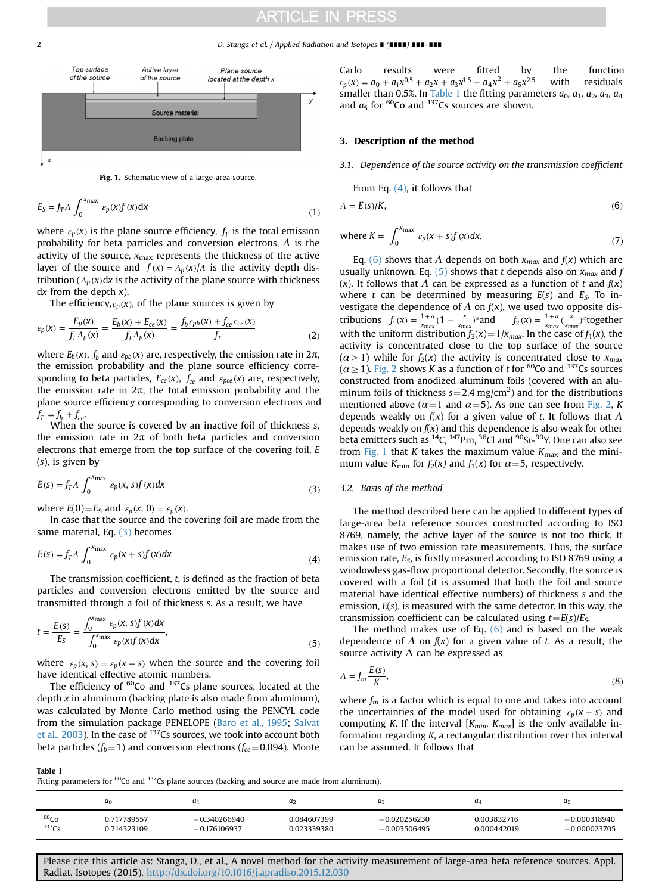Top surface of the source

Active layer of the source

Plane source located at the depth $x$

Source material

Backing plate

**Fig. 1.** Schematic view of a large-area source.

$$E_S = f_T \Lambda \int_0^{x_{\max}} \varepsilon_p(x) f(x) \mathrm{d}x \tag{1}$$

where $\varepsilon_p(x)$ is the plane source efficiency, $f_T$ is the total emission probability for beta particles and conversion electrons, $\Lambda$ is the activity of the source, $x_{\max}$ represents the thickness of the active layer of the source and $f(x) = \Lambda_p(x)/\Lambda$ is the activity depth distribution ($\Lambda_p(x)\mathrm{d}x$ is the activity of the plane source with thickness d$x$ from the depth $x$).

The efficiency, $\varepsilon_p(x)$, of the plane sources is given by

$$\varepsilon_p(x) = \frac{E_p(x)}{f_T \Lambda_p(x)} = \frac{E_b(x) + E_{ce}(x)}{f_T \Lambda_p(x)} = \frac{f_b \varepsilon_{pb}(x) + f_{ce} \varepsilon_{ce}(x)}{f_T} \tag{2}$$

where $E_b(x)$, $f_b$ and $\varepsilon_{pb}(x)$ are, respectively, the emission rate in $2\pi$, the emission probability and the plane source efficiency corresponding to beta particles, $E_{ce}(x)$, $f_{ce}$ and $\varepsilon_{pce}(x)$ are, respectively, the emission rate in $2\pi$, the total emission probability and the plane source efficiency corresponding to conversion electrons and $f_T = f_b + f_{ce}$.

When the source is covered by an inactive foil of thickness $s$, the emission rate in $2\pi$ of both beta particles and conversion electrons that emerge from the top surface of the covering foil, $E(s)$, is given by

$$E(s) = f_T \Lambda \int_0^{x_{\max}} \varepsilon_p(x, s) f(x) dx \tag{3}$$

where $E(0) = E_S$ and $\varepsilon_p(x, 0) = \varepsilon_p(x)$.

In case that the source and the covering foil are made from the same material, Eq. (3) becomes

$$E(s) = f_T \Lambda \int_0^{x_{\max}} \varepsilon_p(x + s) f(x) dx \tag{4}$$

The transmission coefficient, $t$, is defined as the fraction of beta particles and conversion electrons emitted by the source and transmitted through a foil of thickness $s$. As a result, we have

$$t = \frac{E(s)}{E_S} = \frac{\int_0^{x_{\max}} \varepsilon_p(x, s) f(x) dx}{\int_0^{x_{\max}} \varepsilon_p(x) f(x) dx}, \tag{5}$$

where $\varepsilon_p(x, s) = \varepsilon_p(x + s)$ when the source and the covering foil have identical effective atomic numbers.

The efficiency of $^{60}$Co and $^{137}$Cs plane sources, located at the depth $x$ in aluminum (backing plate is also made from aluminum), was calculated by Monte Carlo method using the PENCYL code from the simulation package PENELOPE (Baro et al., 1995; Salvat et al., 2003). In the case of $^{137}$Cs sources, we took into account both beta particles ($f_b = 1$) and conversion electrons ($f_{ce} = 0.094$). Monte Carlo results were fitted by the function $\varepsilon_p(x) = a_0 + a_1 x^{0.5} + a_2 x + a_3 x^{1.5} + a_4 x^2 + a_5 x^{2.5}$ with residuals smaller than 0.5%. In Table 1 the fitting parameters $a_0$, $a_1$, $a_2$, $a_3$, $a_4$ and $a_5$ for $^{60}$Co and $^{137}$Cs sources are shown.

## 3. Description of the method

### 3.1. Dependence of the source activity on the transmission coefficient

From Eq. (4), it follows that

$$\Lambda = E(s)/K, \tag{6}$$

$$\text{where } K = \int_0^{x_{\max}} \varepsilon_p(x + s) f(x) dx. \tag{7}$$

Eq. (6) shows that $\Lambda$ depends on both $x_{max}$ and $f(x)$ which are usually unknown. Eq. (5) shows that $t$ depends also on $x_{max}$ and $f(x)$. It follows that $\Lambda$ can be expressed as a function of $t$ and $f(x)$ where $t$ can be determined by measuring $E(s)$ and $E_S$. To investigate the dependence of $\Lambda$ on $f(x)$, we used two opposite distributions $f_1(x) = \frac{1+\alpha}{x_{max}}(1 - \frac{x}{x_{max}})^\alpha$ and $f_2(x) = \frac{1+\alpha}{x_{max}}(\frac{x}{x_{max}})^\alpha$ together with the uniform distribution $f_3(x) = 1/x_{max}$. In the case of $f_1(x)$, the activity is concentrated close to the top surface of the source ($\alpha \geq 1$) while for $f_2(x)$ the activity is concentrated close to $x_{max}$ ($\alpha \geq 1$). Fig. 2 shows $K$ as a function of $t$ for $^{60}$Co and $^{137}$Cs sources constructed from anodized aluminum foils (covered with aluminum foils of thickness $s = 2.4$ mg/cm$^2$) and for the distributions mentioned above ($\alpha = 1$ and $\alpha = 5$). As one can see from Fig. 2, $K$ depends weakly on $f(x)$ for a given value of $t$. It follows that $\Lambda$ depends weakly on $f(x)$ and this dependence is also weak for other beta emitters such as $^{14}$C, $^{147}$Pm, $^{36}$Cl and $^{90}$Sr-$^{90}$Y. One can also see from Fig. 1 that $K$ takes the maximum value $K_{\max}$ and the minimum value $K_{\min}$ for $f_2(x)$ and $f_1(x)$ for $\alpha = 5$, respectively.

### 3.2. Basis of the method

The method described here can be applied to different types of large-area beta reference sources constructed according to ISO 8769, namely, the active layer of the source is not too thick. It makes use of two emission rate measurements. Thus, the surface emission rate, $E_S$, is firstly measured according to ISO 8769 using a windowless gas-flow proportional detector. Secondly, the source is covered with a foil (it is assumed that both the foil and source material have identical effective numbers) of thickness $s$ and the emission, $E(s)$, is measured with the same detector. In this way, the transmission coefficient can be calculated using $t = E(s)/E_S$.

The method makes use of Eq. (6) and is based on the weak dependence of $\Lambda$ on $f(x)$ for a given value of $t$. As a result, the source activity $\Lambda$ can be expressed as

$$\Lambda = f_m \frac{E(s)}{K}, \tag{8}$$

where $f_m$ is a factor which is equal to one and takes into account the uncertainties of the model used for obtaining $\varepsilon_p(x + s)$ and computing $K$. If the interval $[K_{min}, K_{max}]$ is the only available information regarding $K$, a rectangular distribution over this interval can be assumed. It follows that

**Table 1**
Fitting parameters for $^{60}$Co and $^{137}$Cs plane sources (backing and source are made from aluminum).

| | $a_0$ | $a_1$ | $a_2$ | $a_3$ | $a_4$ | $a_5$ |
|---|---|---|---|---|---|---|
| $^{60}$Co | 0.717789557 | −0.340266940 | 0.084607399 | −0.020256230 | 0.003832716 | −0.000318940 |
| $^{137}$Cs | 0.714323109 | −0.176106937 | 0.023339380 | −0.003506495 | 0.000442019 | −0.000023705 |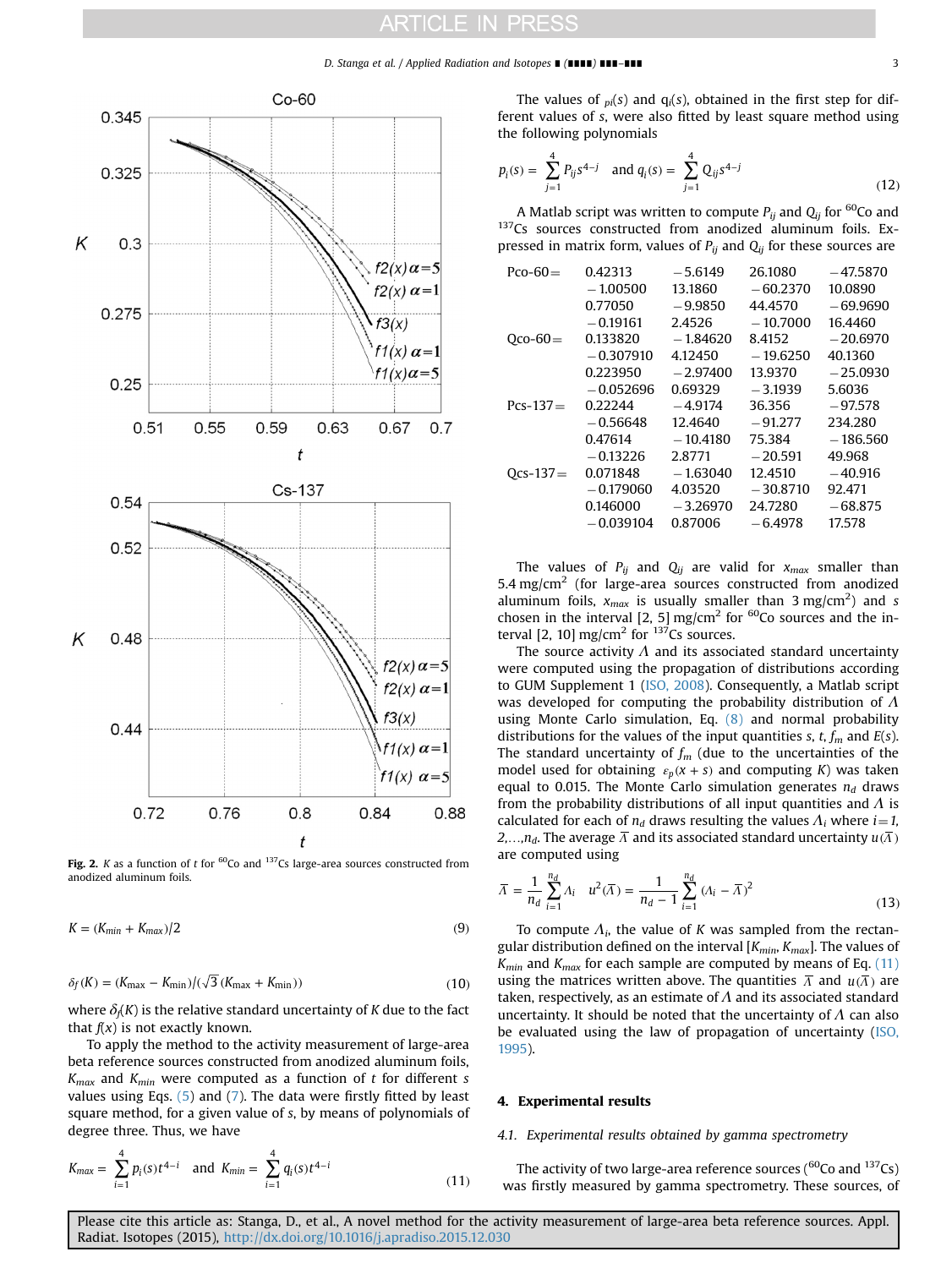Fig. 2. $K$ as a function of $t$ for $^{60}$Co and $^{137}$Cs large-area sources constructed from anodized aluminum foils.

$$K = (K_{min} + K_{max})/2 \tag{9}$$

$$\delta_f(K) = (K_{\max} - K_{\min})/(\sqrt{3}\,(K_{\max} + K_{\min})) \tag{10}$$

where $\delta_f(K)$ is the relative standard uncertainty of $K$ due to the fact that $f(x)$ is not exactly known.

To apply the method to the activity measurement of large-area beta reference sources constructed from anodized aluminum foils, $K_{max}$ and $K_{min}$ were computed as a function of $t$ for different $s$ values using Eqs. (5) and (7). The data were firstly fitted by least square method, for a given value of $s$, by means of polynomials of degree three. Thus, we have

$$K_{max} = \sum_{i=1}^{4} p_i(s)t^{4-i} \quad \text{and} \quad K_{min} = \sum_{i=1}^{4} q_i(s)t^{4-i} \tag{11}$$

The values of $p_i(s)$ and $q_i(s)$, obtained in the first step for different values of $s$, were also fitted by least square method using the following polynomials

$$p_i(s) = \sum_{j=1}^{4} P_{ij}s^{4-j} \quad \text{and} \quad q_i(s) = \sum_{j=1}^{4} Q_{ij}s^{4-j} \tag{12}$$

A Matlab script was written to compute $P_{ij}$ and $Q_{ij}$ for $^{60}$Co and $^{137}$Cs sources constructed from anodized aluminum foils. Expressed in matrix form, values of $P_{ij}$ and $Q_{ij}$ for these sources are

$$\text{Pco-60} = \begin{bmatrix} 0.42313 & -5.6149 & 26.1080 & -47.5870 \\ -1.00500 & 13.1860 & -60.2370 & 10.0890 \\ 0.77050 & -9.9850 & 44.4570 & -69.9690 \\ -0.19161 & 2.4526 & -10.7000 & 16.4460 \end{bmatrix}$$

$$\text{Qco-60} = \begin{bmatrix} 0.133820 & -1.84620 & 8.4152 & -20.6970 \\ -0.307910 & 4.12450 & -19.6250 & 40.1360 \\ 0.223950 & -2.97400 & 13.9370 & -25.0930 \\ -0.052696 & 0.69329 & -3.1939 & 5.6036 \end{bmatrix}$$

$$\text{Pcs-137} = \begin{bmatrix} 0.22244 & -4.9174 & 36.356 & -97.578 \\ -0.56648 & 12.4640 & -91.277 & 234.280 \\ 0.47614 & -10.4180 & 75.384 & -186.560 \\ -0.13226 & 2.8771 & -20.591 & 49.968 \end{bmatrix}$$

$$\text{Qcs-137} = \begin{bmatrix} 0.071848 & -1.63040 & 12.4510 & -40.916 \\ -0.179060 & 4.03520 & -30.8710 & 92.471 \\ 0.146000 & -3.26970 & 24.7280 & -68.875 \\ -0.039104 & 0.87006 & -6.4978 & 17.578 \end{bmatrix}$$

The values of $P_{ij}$ and $Q_{ij}$ are valid for $x_{max}$ smaller than 5.4 mg/cm$^2$ (for large-area sources constructed from anodized aluminum foils, $x_{max}$ is usually smaller than 3 mg/cm$^2$) and $s$ chosen in the interval [2, 5] mg/cm$^2$ for $^{60}$Co sources and the interval [2, 10] mg/cm$^2$ for $^{137}$Cs sources.

The source activity $\Lambda$ and its associated standard uncertainty were computed using the propagation of distributions according to GUM Supplement 1 (ISO, 2008). Consequently, a Matlab script was developed for computing the probability distribution of $\Lambda$ using Monte Carlo simulation, Eq. (8) and normal probability distributions for the values of the input quantities $s$, $t$, $f_m$ and $E(s)$. The standard uncertainty of $f_m$ (due to the uncertainties of the model used for obtaining $\varepsilon_p(x+s)$ and computing $K$) was taken equal to 0.015. The Monte Carlo simulation generates $n_d$ draws from the probability distributions of all input quantities and $\Lambda$ is calculated for each of $n_d$ draws resulting the values $\Lambda_i$ where $i = 1, 2, \ldots, n_d$. The average $\bar{\Lambda}$ and its associated standard uncertainty $u(\bar{\Lambda})$ are computed using

$$\bar{\Lambda} = \frac{1}{n_d}\sum_{i=1}^{n_d}\Lambda_i \quad u^2(\bar{\Lambda}) = \frac{1}{n_d - 1}\sum_{i=1}^{n_d}(\Lambda_i - \bar{\Lambda})^2 \tag{13}$$

To compute $\Lambda_i$, the value of $K$ was sampled from the rectangular distribution defined on the interval [$K_{min}$, $K_{max}$]. The values of $K_{min}$ and $K_{max}$ for each sample are computed by means of Eq. (11) using the matrices written above. The quantities $\bar{\Lambda}$ and $u(\bar{\Lambda})$ are taken, respectively, as an estimate of $\Lambda$ and its associated standard uncertainty. It should be noted that the uncertainty of $\Lambda$ can also be evaluated using the law of propagation of uncertainty (ISO, 1995).

## 4. Experimental results

### 4.1. Experimental results obtained by gamma spectrometry

The activity of two large-area reference sources ($^{60}$Co and $^{137}$Cs) was firstly measured by gamma spectrometry. These sources, of

Please cite this article as: Stanga, D., et al., A novel method for the activity measurement of large-area beta reference sources. Appl. Radiat. Isotopes (2015), http://dx.doi.org/10.1016/j.apradiso.2015.12.030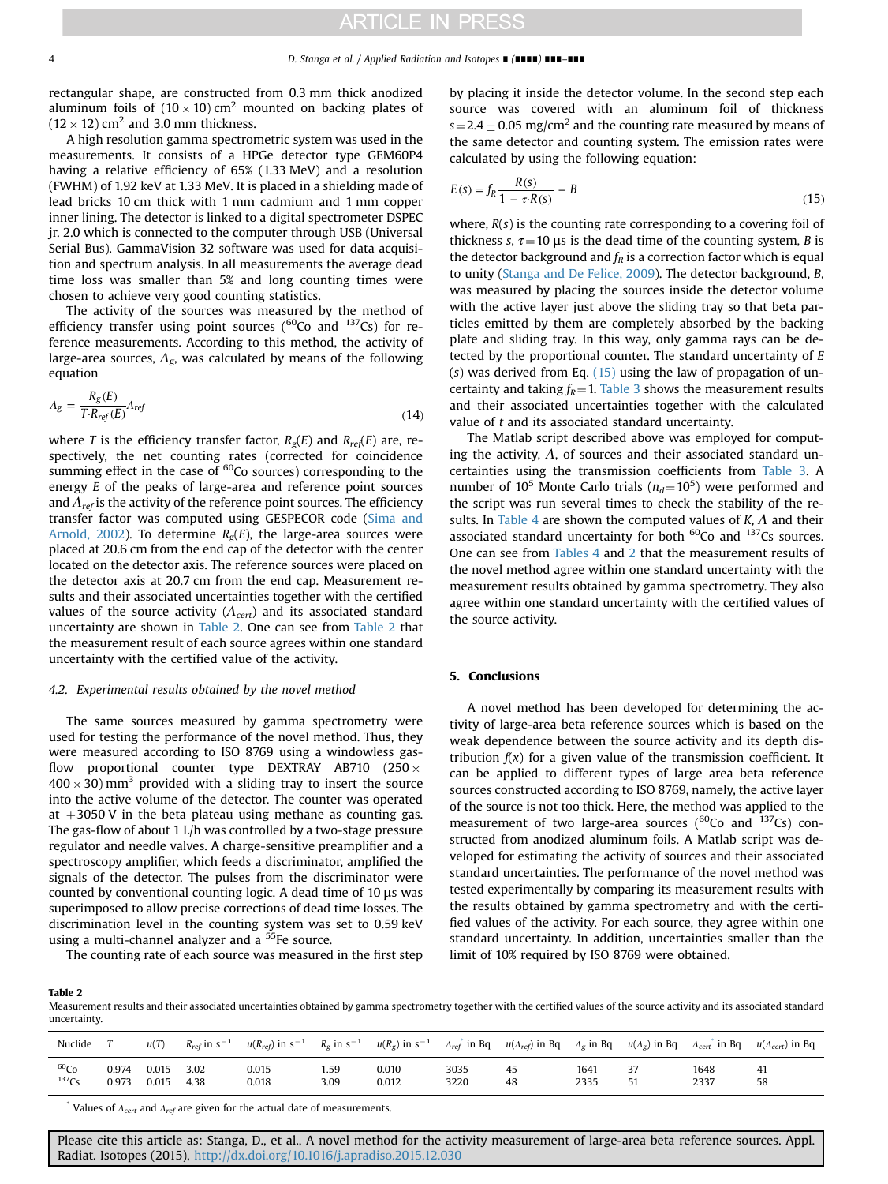rectangular shape, are constructed from 0.3 mm thick anodized aluminum foils of $(10 \times 10)$ cm$^2$ mounted on backing plates of $(12 \times 12)$ cm$^2$ and 3.0 mm thickness.

A high resolution gamma spectrometric system was used in the measurements. It consists of a HPGe detector type GEM60P4 having a relative efficiency of 65% (1.33 MeV) and a resolution (FWHM) of 1.92 keV at 1.33 MeV. It is placed in a shielding made of lead bricks 10 cm thick with 1 mm cadmium and 1 mm copper inner lining. The detector is linked to a digital spectrometer DSPEC jr. 2.0 which is connected to the computer through USB (Universal Serial Bus). GammaVision 32 software was used for data acquisition and spectrum analysis. In all measurements the average dead time loss was smaller than 5% and long counting times were chosen to achieve very good counting statistics.

The activity of the sources was measured by the method of efficiency transfer using point sources ($^{60}$Co and $^{137}$Cs) for reference measurements. According to this method, the activity of large-area sources, $\Lambda_g$, was calculated by means of the following equation

$$\Lambda_g = \frac{R_g(E)}{T \cdot R_{ref}(E)} \Lambda_{ref} \tag{14}$$

where $T$ is the efficiency transfer factor, $R_g(E)$ and $R_{ref}(E)$ are, respectively, the net counting rates (corrected for coincidence summing effect in the case of $^{60}$Co sources) corresponding to the energy $E$ of the peaks of large-area and reference point sources and $\Lambda_{ref}$ is the activity of the reference point sources. The efficiency transfer factor was computed using GESPECOR code (Sima and Arnold, 2002). To determine $R_g(E)$, the large-area sources were placed at 20.6 cm from the end cap of the detector with the center located on the detector axis. The reference sources were placed on the detector axis at 20.7 cm from the end cap. Measurement results and their associated uncertainties together with the certified values of the source activity ($\Lambda_{cert}$) and its associated standard uncertainty are shown in Table 2. One can see from Table 2 that the measurement result of each source agrees within one standard uncertainty with the certified value of the activity.

### 4.2. Experimental results obtained by the novel method

The same sources measured by gamma spectrometry were used for testing the performance of the novel method. Thus, they were measured according to ISO 8769 using a windowless gas-flow proportional counter type DEXTRAY AB710 $(250 \times 400 \times 30)$ mm$^3$ provided with a sliding tray to insert the source into the active volume of the detector. The counter was operated at +3050 V in the beta plateau using methane as counting gas. The gas-flow of about 1 L/h was controlled by a two-stage pressure regulator and needle valves. A charge-sensitive preamplifier and a spectroscopy amplifier, which feeds a discriminator, amplified the signals of the detector. The pulses from the discriminator were counted by conventional counting logic. A dead time of 10 μs was superimposed to allow precise corrections of dead time losses. The discrimination level in the counting system was set to 0.59 keV using a multi-channel analyzer and a $^{55}$Fe source.

The counting rate of each source was measured in the first step by placing it inside the detector volume. In the second step each source was covered with an aluminum foil of thickness $s = 2.4 \pm 0.05$ mg/cm$^2$ and the counting rate measured by means of the same detector and counting system. The emission rates were calculated by using the following equation:

$$E(s) = f_R \frac{R(s)}{1 - \tau \cdot R(s)} - B \tag{15}$$

where, $R(s)$ is the counting rate corresponding to a covering foil of thickness $s$, $\tau = 10$ μs is the dead time of the counting system, $B$ is the detector background and $f_R$ is a correction factor which is equal to unity (Stanga and De Felice, 2009). The detector background, $B$, was measured by placing the sources inside the detector volume with the active layer just above the sliding tray so that beta particles emitted by them are completely absorbed by the backing plate and sliding tray. In this way, only gamma rays can be detected by the proportional counter. The standard uncertainty of $E(s)$ was derived from Eq. (15) using the law of propagation of uncertainty and taking $f_R = 1$. Table 3 shows the measurement results and their associated uncertainties together with the calculated value of $t$ and its associated standard uncertainty.

The Matlab script described above was employed for computing the activity, $\Lambda$, of sources and their associated standard uncertainties using the transmission coefficients from Table 3. A number of $10^5$ Monte Carlo trials ($n_d = 10^5$) were performed and the script was run several times to check the stability of the results. In Table 4 are shown the computed values of $K$, $\Lambda$ and their associated standard uncertainty for both $^{60}$Co and $^{137}$Cs sources. One can see from Tables 4 and 2 that the measurement results of the novel method agree within one standard uncertainty with the measurement results obtained by gamma spectrometry. They also agree within one standard uncertainty with the certified values of the source activity.

## 5. Conclusions

A novel method has been developed for determining the activity of large-area beta reference sources which is based on the weak dependence between the source activity and its depth distribution $f(x)$ for a given value of the transmission coefficient. It can be applied to different types of large area beta reference sources constructed according to ISO 8769, namely, the active layer of the source is not too thick. Here, the method was applied to the measurement of two large-area sources ($^{60}$Co and $^{137}$Cs) constructed from anodized aluminum foils. A Matlab script was developed for estimating the activity of sources and their associated standard uncertainties. The performance of the novel method was tested experimentally by comparing its measurement results with the results obtained by gamma spectrometry and with the certified values of the activity. For each source, they agree within one standard uncertainty. In addition, uncertainties smaller than the limit of 10% required by ISO 8769 were obtained.

**Table 2**
Measurement results and their associated uncertainties obtained by gamma spectrometry together with the certified values of the source activity and its associated standard uncertainty.

| Nuclide | $T$ | $u(T)$ | $R_{ref}$ in s$^{-1}$ | $u(R_{ref})$ in s$^{-1}$ | $R_g$ in s$^{-1}$ | $u(R_g)$ in s$^{-1}$ | $\Lambda_{ref}$* in Bq | $u(\Lambda_{ref})$ in Bq | $\Lambda_g$ in Bq | $u(\Lambda_g)$ in Bq | $\Lambda_{cert}$* in Bq | $u(\Lambda_{cert})$ in Bq |
|---|---|---|---|---|---|---|---|---|---|---|---|---|
| $^{60}$Co | 0.974 | 0.015 | 3.02 | 0.015 | 1.59 | 0.010 | 3035 | 45 | 1641 | 37 | 1648 | 41 |
| $^{137}$Cs | 0.973 | 0.015 | 4.38 | 0.018 | 3.09 | 0.012 | 3220 | 48 | 2335 | 51 | 2337 | 58 |

\* Values of $\Lambda_{cert}$ and $\Lambda_{ref}$ are given for the actual date of measurements.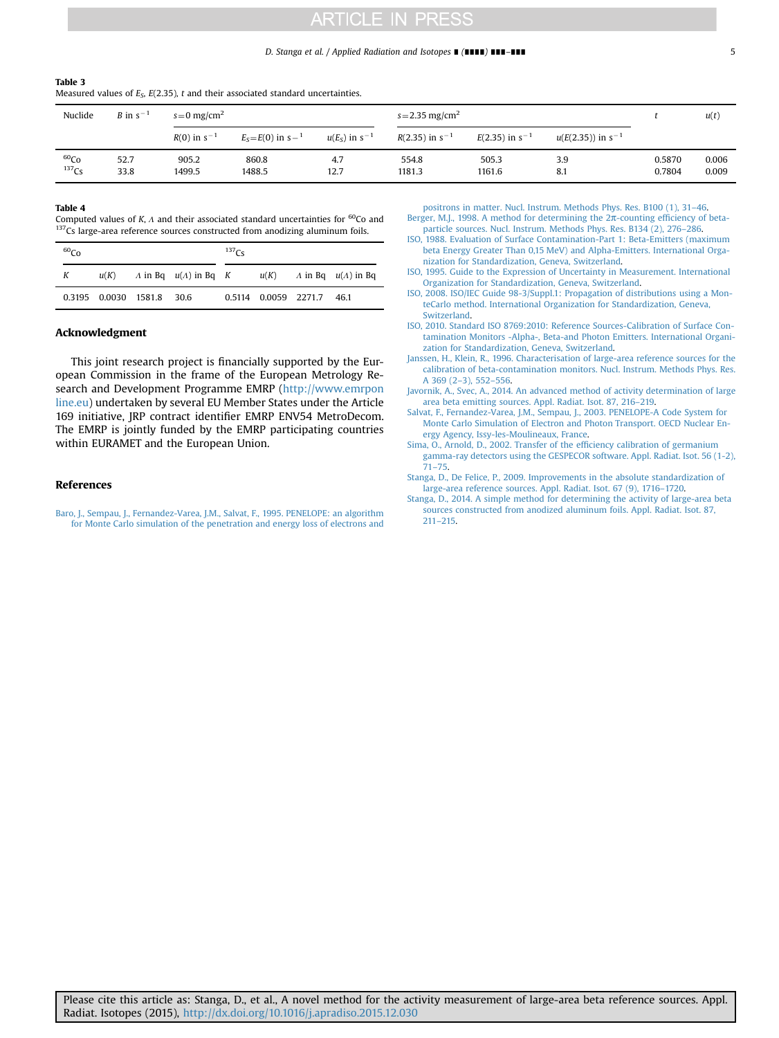**Table 3**
Measured values of $E_S$, $E(2.35)$, $t$ and their associated standard uncertainties.

| Nuclide | $B$ in $s^{-1}$ | $s=0$ mg/cm$^2$ | | | $s=2.35$ mg/cm$^2$ | | | $t$ | $u(t)$ |
|---|---|---|---|---|---|---|---|---|---|
| | | $R(0)$ in $s^{-1}$ | $E_S=E(0)$ in $s^{-1}$ | $u(E_S)$ in $s^{-1}$ | $R(2.35)$ in $s^{-1}$ | $E(2.35)$ in $s^{-1}$ | $u(E(2.35))$ in $s^{-1}$ | | |
| $^{60}Co$ | 52.7 | 905.2 | 860.8 | 4.7 | 554.8 | 505.3 | 3.9 | 0.5870 | 0.006 |
| $^{137}Cs$ | 33.8 | 1499.5 | 1488.5 | 12.7 | 1181.3 | 1161.6 | 8.1 | 0.7804 | 0.009 |

**Table 4**
Computed values of $K$, $\Lambda$ and their associated standard uncertainties for $^{60}Co$ and $^{137}Cs$ large-area reference sources constructed from anodizing aluminum foils.

| $^{60}Co$ | | | | $^{137}Cs$ | | | |
|---|---|---|---|---|---|---|---|
| $K$ | $u(K)$ | $\Lambda$ in Bq | $u(\Lambda)$ in Bq | $K$ | $u(K)$ | $\Lambda$ in Bq | $u(\Lambda)$ in Bq |
| 0.3195 | 0.0030 | 1581.8 | 30.6 | 0.5114 | 0.0059 | 2271.7 | 46.1 |

## Acknowledgment

This joint research project is financially supported by the European Commission in the frame of the European Metrology Research and Development Programme EMRP (http://www.emrponline.eu) undertaken by several EU Member States under the Article 169 initiative, JRP contract identifier EMRP ENV54 MetroDecom. The EMRP is jointly funded by the EMRP participating countries within EURAMET and the European Union.

## References

Baro, J., Sempau, J., Fernandez-Varea, J.M., Salvat, F., 1995. PENELOPE: an algorithm for Monte Carlo simulation of the penetration and energy loss of electrons and positrons in matter. Nucl. Instrum. Methods Phys. Res. B100 (1), 31–46.

Berger, M.J., 1998. A method for determining the 2π-counting efficiency of beta-particle sources. Nucl. Instrum. Methods Phys. Res. B134 (2), 276–286.

ISO, 1988. Evaluation of Surface Contamination-Part 1: Beta-Emitters (maximum beta Energy Greater Than 0,15 MeV) and Alpha-Emitters. International Organization for Standardization, Geneva, Switzerland.

ISO, 1995. Guide to the Expression of Uncertainty in Measurement. International Organization for Standardization, Geneva, Switzerland.

ISO, 2008. ISO/IEC Guide 98-3/Suppl.1: Propagation of distributions using a MonteCarlo method. International Organization for Standardization, Geneva, Switzerland.

ISO, 2010. Standard ISO 8769:2010: Reference Sources-Calibration of Surface Contamination Monitors -Alpha-, Beta-and Photon Emitters. International Organization for Standardization, Geneva, Switzerland.

Janssen, H., Klein, R., 1996. Characterisation of large-area reference sources for the calibration of beta-contamination monitors. Nucl. Instrum. Methods Phys. Res. A 369 (2–3), 552–556.

Javornik, A., Svec, A., 2014. An advanced method of activity determination of large area beta emitting sources. Appl. Radiat. Isot. 87, 216–219.

Salvat, F., Fernandez-Varea, J.M., Sempau, J., 2003. PENELOPE-A Code System for Monte Carlo Simulation of Electron and Photon Transport. OECD Nuclear Energy Agency, Issy-les-Moulineaux, France.

Sima, O., Arnold, D., 2002. Transfer of the efficiency calibration of germanium gamma-ray detectors using the GESPECOR software. Appl. Radiat. Isot. 56 (1-2), 71–75.

Stanga, D., De Felice, P., 2009. Improvements in the absolute standardization of large-area reference sources. Appl. Radiat. Isot. 67 (9), 1716–1720.

Stanga, D., 2014. A simple method for determining the activity of large-area beta sources constructed from anodized aluminum foils. Appl. Radiat. Isot. 87, 211–215.